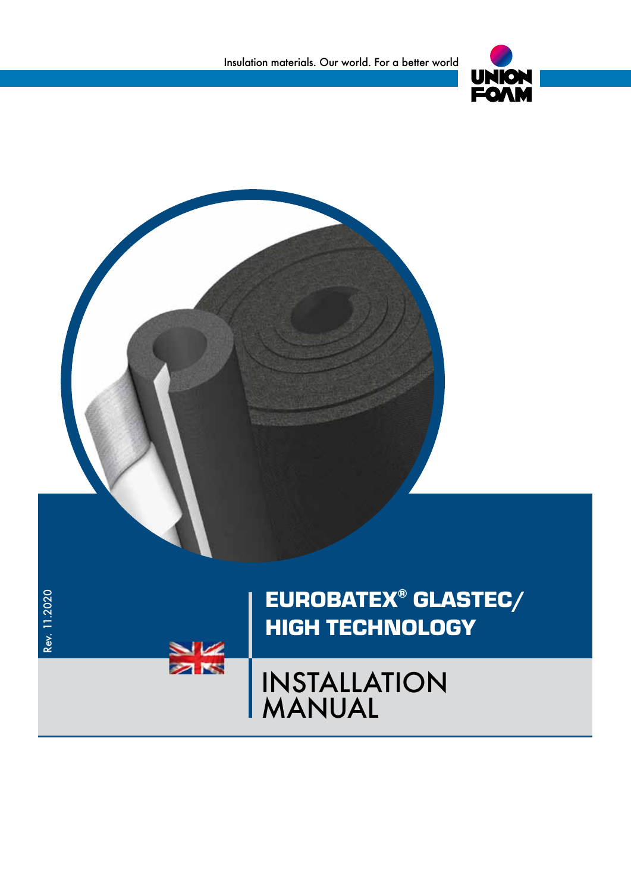Insulation materials. Our world. For a better world

UNION FOAM

Rev. 11.2020

# EUROBATEX® GLASTEC/ HIGH TECHNOLOGY

# INSTALLATION MANUAL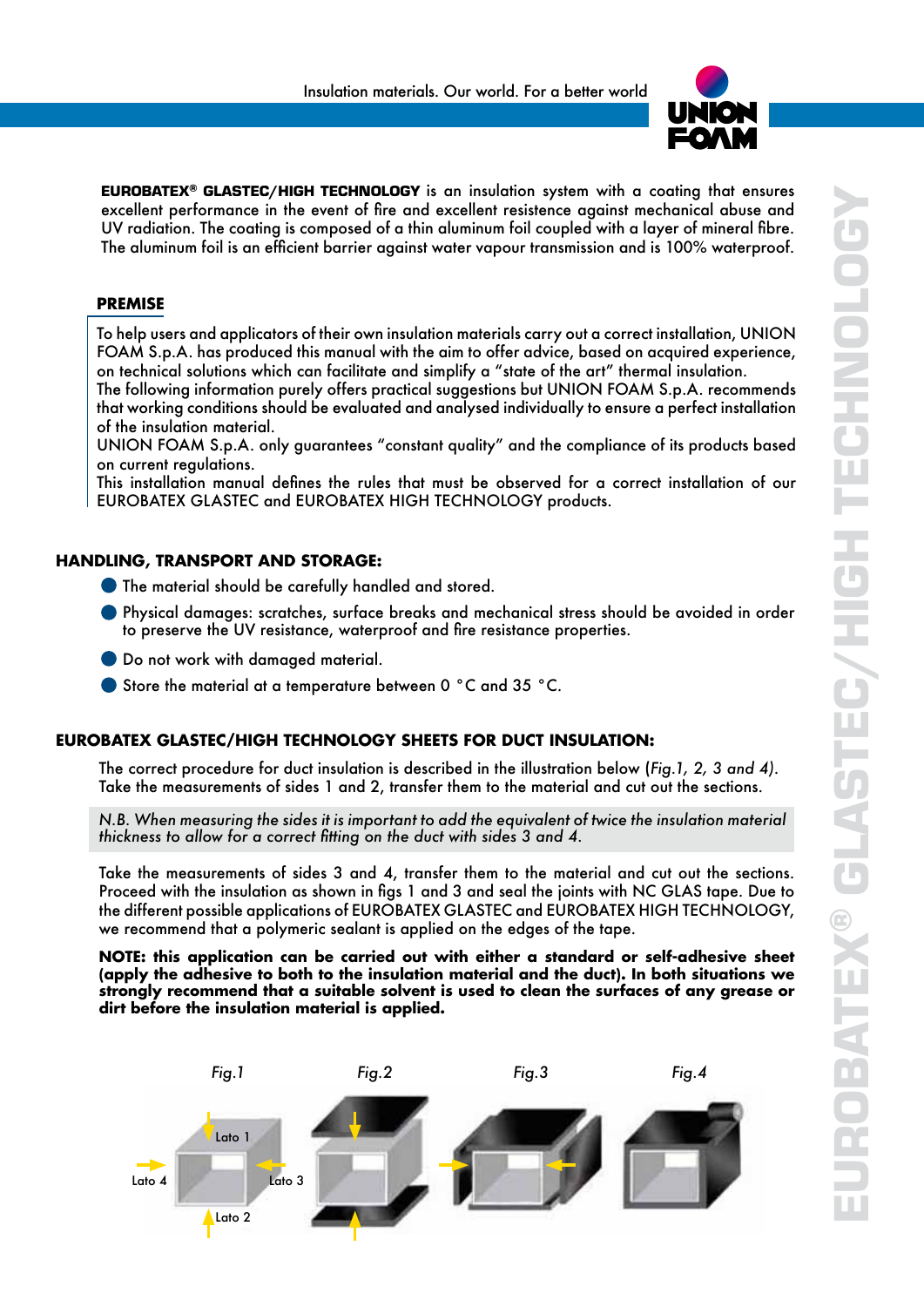**EUROBATEX® GLASTEC/HIGH TECHNOLOGY** is an insulation system with a coating that ensures excellent performance in the event of fire and excellent resistence against mechanical abuse and UV radiation. The coating is composed of a thin aluminum foil coupled with a layer of mineral fibre. The aluminum foil is an efficient barrier against water vapour transmission and is 100% waterproof.

## PREMISE

To help users and applicators of their own insulation materials carry out a correct installation, UNION FOAM S.p.A. has produced this manual with the aim to offer advice, based on acquired experience, on technical solutions which can facilitate and simplify a "state of the art" thermal insulation.
The following information purely offers practical suggestions but UNION FOAM S.p.A. recommends that working conditions should be evaluated and analysed individually to ensure a perfect installation of the insulation material.
UNION FOAM S.p.A. only guarantees "constant quality" and the compliance of its products based on current regulations.
This installation manual defines the rules that must be observed for a correct installation of our EUROBATEX GLASTEC and EUROBATEX HIGH TECHNOLOGY products.

## HANDLING, TRANSPORT AND STORAGE:

- The material should be carefully handled and stored.
- Physical damages: scratches, surface breaks and mechanical stress should be avoided in order to preserve the UV resistance, waterproof and fire resistance properties.
- Do not work with damaged material.
- Store the material at a temperature between 0 °C and 35 °C.

## EUROBATEX GLASTEC/HIGH TECHNOLOGY SHEETS FOR DUCT INSULATION:

The correct procedure for duct insulation is described in the illustration below (*Fig.1, 2, 3 and 4)*. Take the measurements of sides 1 and 2, transfer them to the material and cut out the sections.

*N.B. When measuring the sides it is important to add the equivalent of twice the insulation material thickness to allow for a correct fitting on the duct with sides 3 and 4.*

Take the measurements of sides 3 and 4, transfer them to the material and cut out the sections. Proceed with the insulation as shown in figs 1 and 3 and seal the joints with NC GLAS tape. Due to the different possible applications of EUROBATEX GLASTEC and EUROBATEX HIGH TECHNOLOGY, we recommend that a polymeric sealant is applied on the edges of the tape.

**NOTE: this application can be carried out with either a standard or self-adhesive sheet (apply the adhesive to both to the insulation material and the duct). In both situations we strongly recommend that a suitable solvent is used to clean the surfaces of any grease or dirt before the insulation material is applied.**

*Fig.1* — Lato 1, Lato 2, Lato 3, Lato 4

*Fig.2*

*Fig.3*

*Fig.4*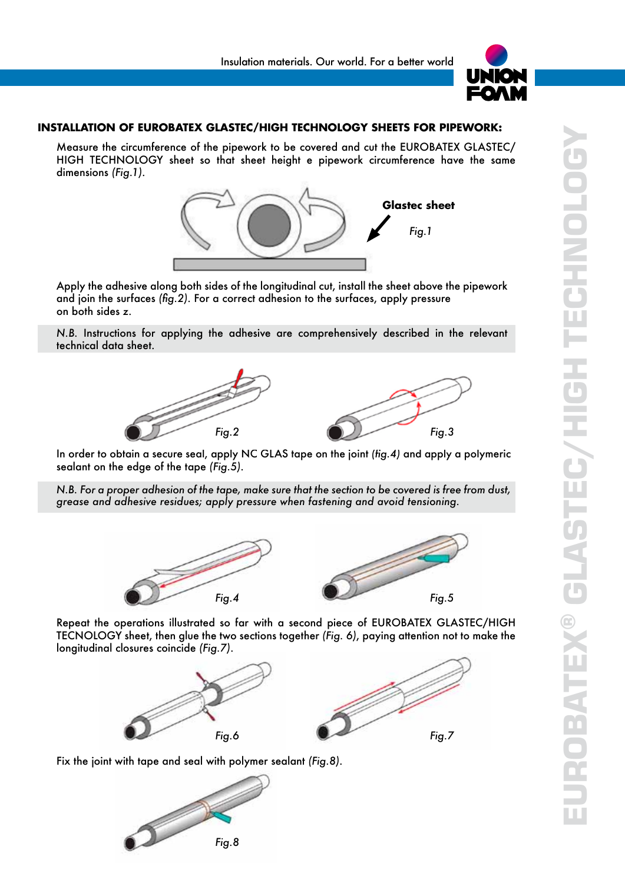## INSTALLATION OF EUROBATEX GLASTEC/HIGH TECHNOLOGY SHEETS FOR PIPEWORK:

Measure the circumference of the pipework to be covered and cut the EUROBATEX GLASTEC/ HIGH TECHNOLOGY sheet so that sheet height e pipework circumference have the same dimensions *(Fig.1)*.

**Glastec sheet**

*Fig.1*

Apply the adhesive along both sides of the longitudinal cut, install the sheet above the pipework and join the surfaces *(fig.2)*. For a correct adhesion to the surfaces, apply pressure on both sides z.

N.B. Instructions for applying the adhesive are comprehensively described in the relevant technical data sheet.

*Fig.2*

*Fig.3*

In order to obtain a secure seal, apply NC GLAS tape on the joint *(fig.4)* and apply a polymeric sealant on the edge of the tape *(Fig.5)*.

*N.B. For a proper adhesion of the tape, make sure that the section to be covered is free from dust, grease and adhesive residues; apply pressure when fastening and avoid tensioning.*

*Fig.4*

*Fig.5*

Repeat the operations illustrated so far with a second piece of EUROBATEX GLASTEC/HIGH TECNOLOGY sheet, then glue the two sections together *(Fig. 6)*, paying attention not to make the longitudinal closures coincide *(Fig.7)*.

*Fig.6*

*Fig.7*

Fix the joint with tape and seal with polymer sealant *(Fig.8)*.

*Fig.8*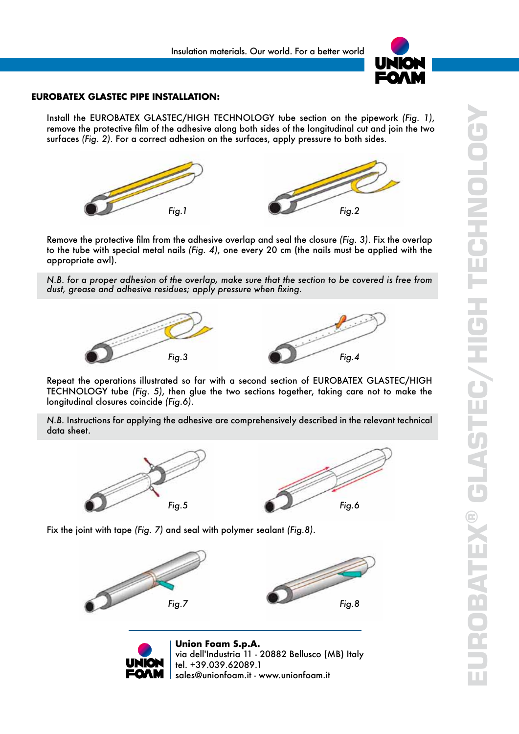## EUROBATEX GLASTEC PIPE INSTALLATION:

Install the EUROBATEX GLASTEC/HIGH TECHNOLOGY tube section on the pipework *(Fig. 1)*, remove the protective film of the adhesive along both sides of the longitudinal cut and join the two surfaces *(Fig. 2)*. For a correct adhesion on the surfaces, apply pressure to both sides.

*Fig.1*

*Fig.2*

Remove the protective film from the adhesive overlap and seal the closure *(Fig. 3)*. Fix the overlap to the tube with special metal nails *(Fig. 4)*, one every 20 cm (the nails must be applied with the appropriate awl).

*N.B. for a proper adhesion of the overlap, make sure that the section to be covered is free from dust, grease and adhesive residues; apply pressure when fixing.*

*Fig.3*

*Fig.4*

Repeat the operations illustrated so far with a second section of EUROBATEX GLASTEC/HIGH TECHNOLOGY tube *(Fig. 5)*, then glue the two sections together, taking care not to make the longitudinal closures coincide *(Fig.6)*.

*N.B.* Instructions for applying the adhesive are comprehensively described in the relevant technical data sheet.

*Fig.5*

*Fig.6*

Fix the joint with tape *(Fig. 7)* and seal with polymer sealant *(Fig.8)*.

*Fig.7*

*Fig.8*

**Union Foam S.p.A.**
via dell'Industria 11 - 20882 Bellusco (MB) Italy
tel. +39.039.62089.1
sales@unionfoam.it - www.unionfoam.it